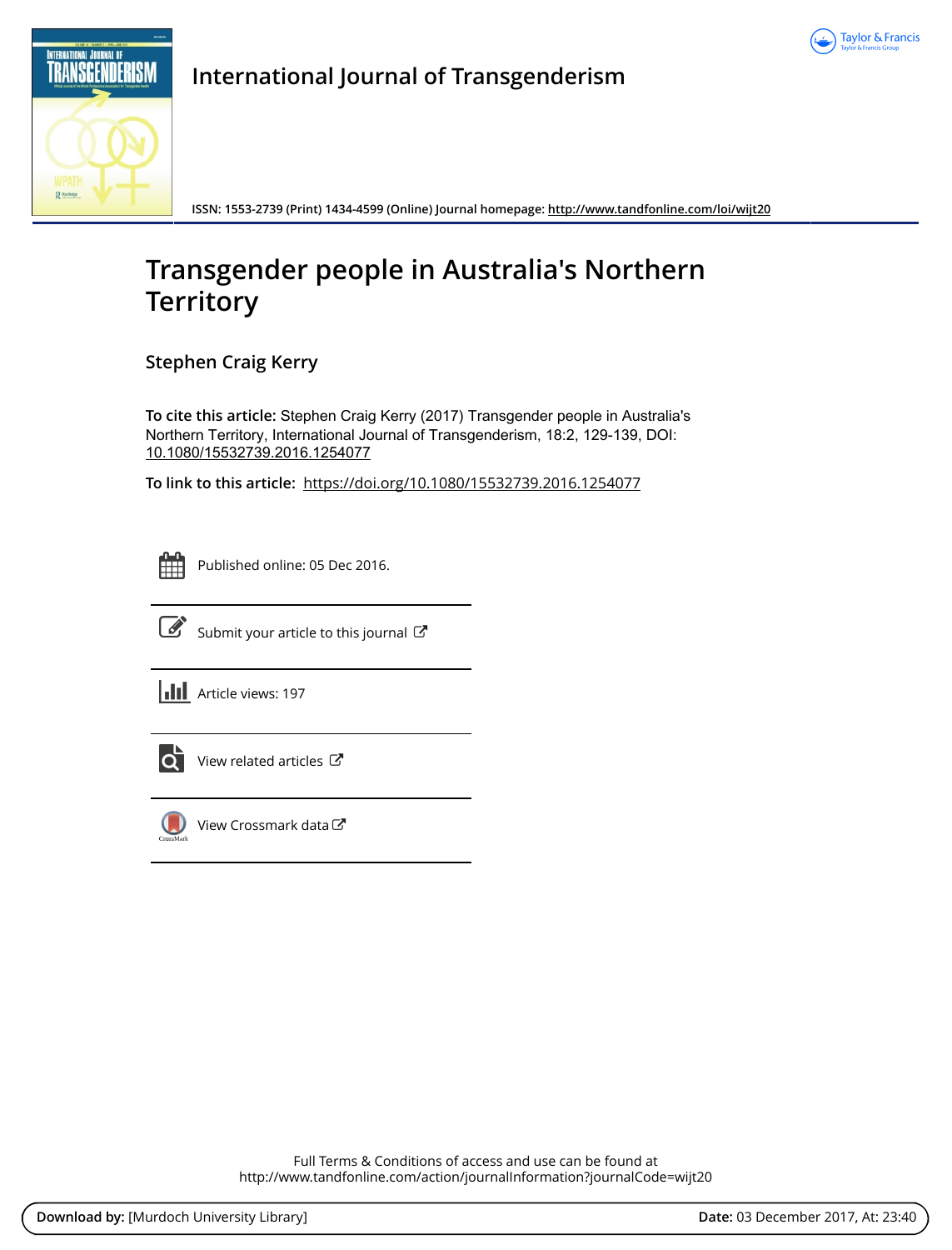International Journal of Transgenderism

ISSN: 1553-2739 (Print) 1434-4599 (Online) Journal homepage: http://www.tandfonline.com/loi/wijt20

# Transgender people in Australia's Northern Territory

**Stephen Craig Kerry**

**To cite this article:** Stephen Craig Kerry (2017) Transgender people in Australia's Northern Territory, International Journal of Transgenderism, 18:2, 129-139, DOI: 10.1080/15532739.2016.1254077

**To link to this article:** https://doi.org/10.1080/15532739.2016.1254077

Published online: 05 Dec 2016.

Submit your article to this journal

Article views: 197

View related articles

View Crossmark data

Full Terms & Conditions of access and use can be found at
http://www.tandfonline.com/action/journalInformation?journalCode=wijt20

**Download by:** [Murdoch University Library] **Date:** 03 December 2017, At: 23:40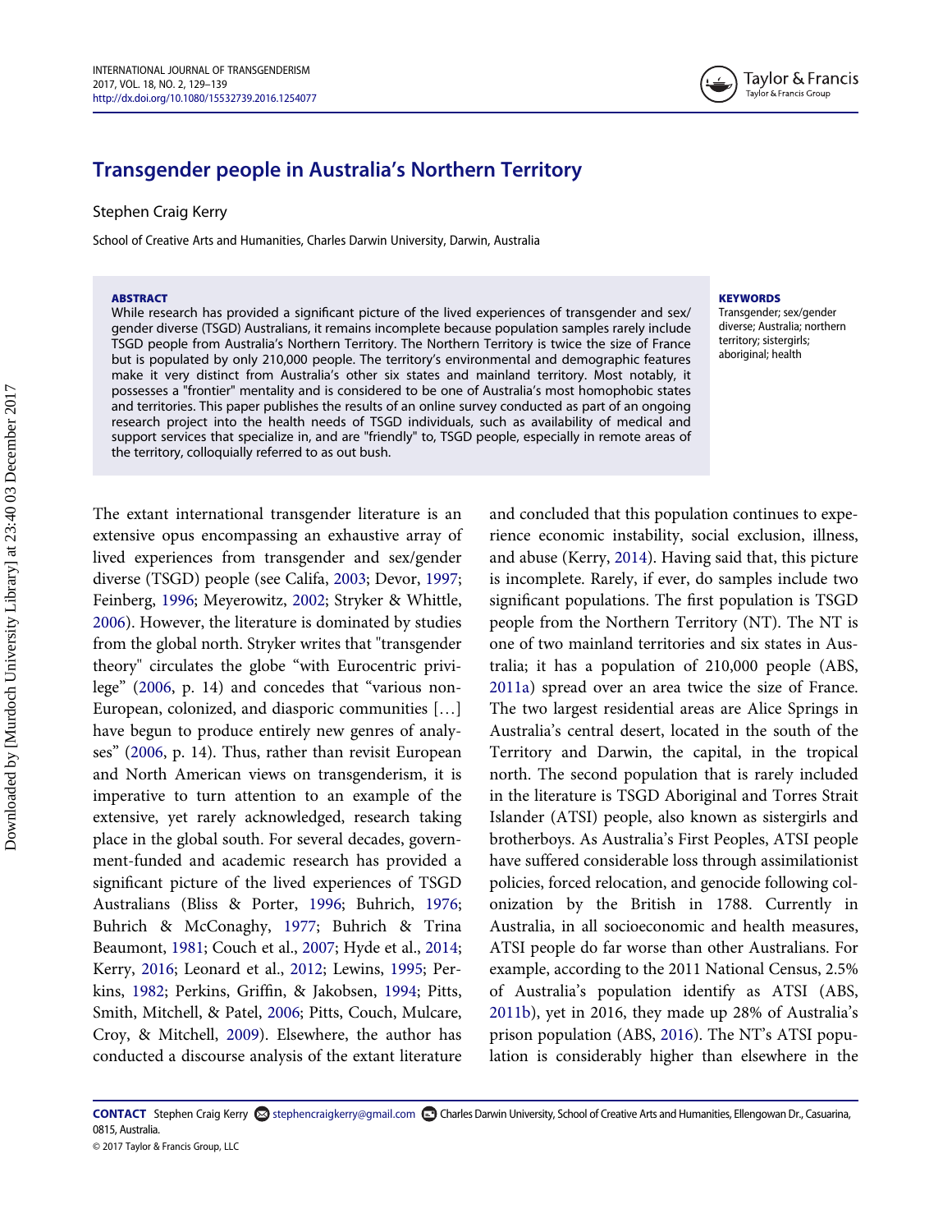# Transgender people in Australia's Northern Territory

Stephen Craig Kerry

School of Creative Arts and Humanities, Charles Darwin University, Darwin, Australia

**ABSTRACT**

While research has provided a significant picture of the lived experiences of transgender and sex/gender diverse (TSGD) Australians, it remains incomplete because population samples rarely include TSGD people from Australia's Northern Territory. The Northern Territory is twice the size of France but is populated by only 210,000 people. The territory's environmental and demographic features make it very distinct from Australia's other six states and mainland territory. Most notably, it possesses a "frontier" mentality and is considered to be one of Australia's most homophobic states and territories. This paper publishes the results of an online survey conducted as part of an ongoing research project into the health needs of TSGD individuals, such as availability of medical and support services that specialize in, and are "friendly" to, TSGD people, especially in remote areas of the territory, colloquially referred to as out bush.

**KEYWORDS**

Transgender; sex/gender diverse; Australia; northern territory; sistergirls; aboriginal; health

The extant international transgender literature is an extensive opus encompassing an exhaustive array of lived experiences from transgender and sex/gender diverse (TSGD) people (see Califa, 2003; Devor, 1997; Feinberg, 1996; Meyerowitz, 2002; Stryker & Whittle, 2006). However, the literature is dominated by studies from the global north. Stryker writes that "transgender theory" circulates the globe "with Eurocentric privilege" (2006, p. 14) and concedes that "various non-European, colonized, and diasporic communities […] have begun to produce entirely new genres of analyses" (2006, p. 14). Thus, rather than revisit European and North American views on transgenderism, it is imperative to turn attention to an example of the extensive, yet rarely acknowledged, research taking place in the global south. For several decades, government-funded and academic research has provided a significant picture of the lived experiences of TSGD Australians (Bliss & Porter, 1996; Buhrich, 1976; Buhrich & McConaghy, 1977; Buhrich & Trina Beaumont, 1981; Couch et al., 2007; Hyde et al., 2014; Kerry, 2016; Leonard et al., 2012; Lewins, 1995; Perkins, 1982; Perkins, Griffin, & Jakobsen, 1994; Pitts, Smith, Mitchell, & Patel, 2006; Pitts, Couch, Mulcare, Croy, & Mitchell, 2009). Elsewhere, the author has conducted a discourse analysis of the extant literature and concluded that this population continues to experience economic instability, social exclusion, illness, and abuse (Kerry, 2014). Having said that, this picture is incomplete. Rarely, if ever, do samples include two significant populations. The first population is TSGD people from the Northern Territory (NT). The NT is one of two mainland territories and six states in Australia; it has a population of 210,000 people (ABS, 2011a) spread over an area twice the size of France. The two largest residential areas are Alice Springs in Australia's central desert, located in the south of the Territory and Darwin, the capital, in the tropical north. The second population that is rarely included in the literature is TSGD Aboriginal and Torres Strait Islander (ATSI) people, also known as sistergirls and brotherboys. As Australia's First Peoples, ATSI people have suffered considerable loss through assimilationist policies, forced relocation, and genocide following colonization by the British in 1788. Currently in Australia, in all socioeconomic and health measures, ATSI people do far worse than other Australians. For example, according to the 2011 National Census, 2.5% of Australia's population identify as ATSI (ABS, 2011b), yet in 2016, they made up 28% of Australia's prison population (ABS, 2016). The NT's ATSI population is considerably higher than elsewhere in the

**CONTACT** Stephen Craig Kerry stephencraigkerry@gmail.com Charles Darwin University, School of Creative Arts and Humanities, Ellengowan Dr., Casuarina, 0815, Australia.

© 2017 Taylor & Francis Group, LLC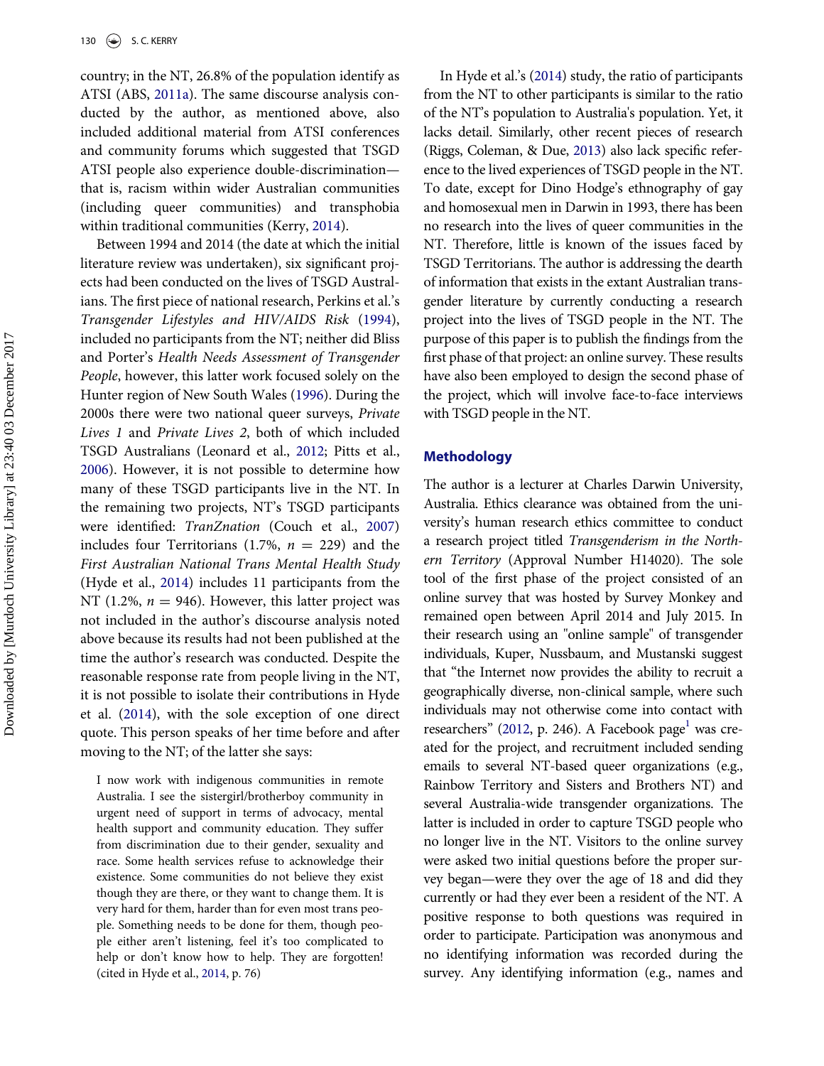country; in the NT, 26.8% of the population identify as ATSI (ABS, 2011a). The same discourse analysis conducted by the author, as mentioned above, also included additional material from ATSI conferences and community forums which suggested that TSGD ATSI people also experience double-discrimination—that is, racism within wider Australian communities (including queer communities) and transphobia within traditional communities (Kerry, 2014).

Between 1994 and 2014 (the date at which the initial literature review was undertaken), six significant projects had been conducted on the lives of TSGD Australians. The first piece of national research, Perkins et al.'s *Transgender Lifestyles and HIV/AIDS Risk* (1994), included no participants from the NT; neither did Bliss and Porter's *Health Needs Assessment of Transgender People*, however, this latter work focused solely on the Hunter region of New South Wales (1996). During the 2000s there were two national queer surveys, *Private Lives 1* and *Private Lives 2*, both of which included TSGD Australians (Leonard et al., 2012; Pitts et al., 2006). However, it is not possible to determine how many of these TSGD participants live in the NT. In the remaining two projects, NT's TSGD participants were identified: *TranZnation* (Couch et al., 2007) includes four Territorians (1.7%, $n = 229$) and the *First Australian National Trans Mental Health Study* (Hyde et al., 2014) includes 11 participants from the NT (1.2%, $n = 946$). However, this latter project was not included in the author's discourse analysis noted above because its results had not been published at the time the author's research was conducted. Despite the reasonable response rate from people living in the NT, it is not possible to isolate their contributions in Hyde et al. (2014), with the sole exception of one direct quote. This person speaks of her time before and after moving to the NT; of the latter she says:

> I now work with indigenous communities in remote Australia. I see the sistergirl/brotherboy community in urgent need of support in terms of advocacy, mental health support and community education. They suffer from discrimination due to their gender, sexuality and race. Some health services refuse to acknowledge their existence. Some communities do not believe they exist though they are there, or they want to change them. It is very hard for them, harder than for even most trans people. Something needs to be done for them, though people either aren't listening, feel it's too complicated to help or don't know how to help. They are forgotten! (cited in Hyde et al., 2014, p. 76)

In Hyde et al.'s (2014) study, the ratio of participants from the NT to other participants is similar to the ratio of the NT's population to Australia's population. Yet, it lacks detail. Similarly, other recent pieces of research (Riggs, Coleman, & Due, 2013) also lack specific reference to the lived experiences of TSGD people in the NT. To date, except for Dino Hodge's ethnography of gay and homosexual men in Darwin in 1993, there has been no research into the lives of queer communities in the NT. Therefore, little is known of the issues faced by TSGD Territorians. The author is addressing the dearth of information that exists in the extant Australian transgender literature by currently conducting a research project into the lives of TSGD people in the NT. The purpose of this paper is to publish the findings from the first phase of that project: an online survey. These results have also been employed to design the second phase of the project, which will involve face-to-face interviews with TSGD people in the NT.

## Methodology

The author is a lecturer at Charles Darwin University, Australia. Ethics clearance was obtained from the university's human research ethics committee to conduct a research project titled *Transgenderism in the Northern Territory* (Approval Number H14020). The sole tool of the first phase of the project consisted of an online survey that was hosted by Survey Monkey and remained open between April 2014 and July 2015. In their research using an "online sample" of transgender individuals, Kuper, Nussbaum, and Mustanski suggest that "the Internet now provides the ability to recruit a geographically diverse, non-clinical sample, where such individuals may not otherwise come into contact with researchers" (2012, p. 246). A Facebook page[1] was created for the project, and recruitment included sending emails to several NT-based queer organizations (e.g., Rainbow Territory and Sisters and Brothers NT) and several Australia-wide transgender organizations. The latter is included in order to capture TSGD people who no longer live in the NT. Visitors to the online survey were asked two initial questions before the proper survey began—were they over the age of 18 and did they currently or had they ever been a resident of the NT. A positive response to both questions was required in order to participate. Participation was anonymous and no identifying information was recorded during the survey. Any identifying information (e.g., names and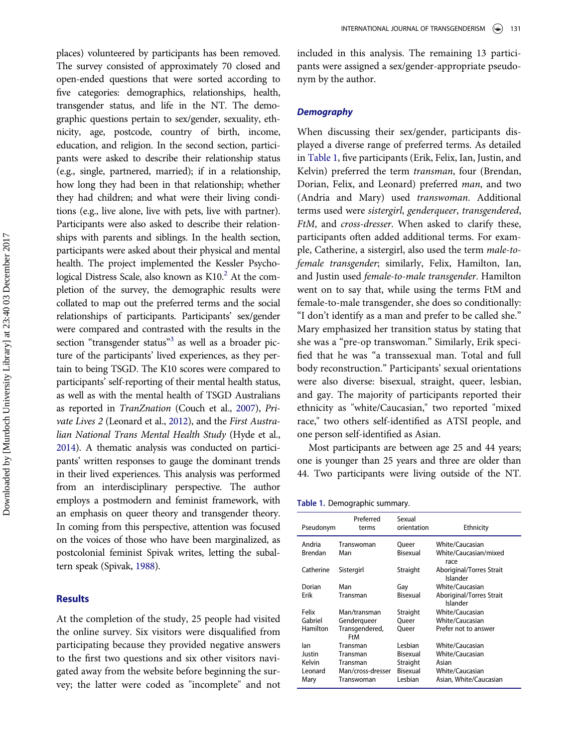places) volunteered by participants has been removed. The survey consisted of approximately 70 closed and open-ended questions that were sorted according to five categories: demographics, relationships, health, transgender status, and life in the NT. The demographic questions pertain to sex/gender, sexuality, ethnicity, age, postcode, country of birth, income, education, and religion. In the second section, participants were asked to describe their relationship status (e.g., single, partnered, married); if in a relationship, how long they had been in that relationship; whether they had children; and what were their living conditions (e.g., live alone, live with pets, live with partner). Participants were also asked to describe their relationships with parents and siblings. In the health section, participants were asked about their physical and mental health. The project implemented the Kessler Psychological Distress Scale, also known as K10.[2] At the completion of the survey, the demographic results were collated to map out the preferred terms and the social relationships of participants. Participants' sex/gender were compared and contrasted with the results in the section "transgender status"[3] as well as a broader picture of the participants' lived experiences, as they pertain to being TSGD. The K10 scores were compared to participants' self-reporting of their mental health status, as well as with the mental health of TSGD Australians as reported in *TranZnation* (Couch et al., 2007), *Private Lives 2* (Leonard et al., 2012), and the *First Australian National Trans Mental Health Study* (Hyde et al., 2014). A thematic analysis was conducted on participants' written responses to gauge the dominant trends in their lived experiences. This analysis was performed from an interdisciplinary perspective. The author employs a postmodern and feminist framework, with an emphasis on queer theory and transgender theory. In coming from this perspective, attention was focused on the voices of those who have been marginalized, as postcolonial feminist Spivak writes, letting the subaltern speak (Spivak, 1988).

## Results

At the completion of the study, 25 people had visited the online survey. Six visitors were disqualified from participating because they provided negative answers to the first two questions and six other visitors navigated away from the website before beginning the survey; the latter were coded as "incomplete" and not included in this analysis. The remaining 13 participants were assigned a sex/gender-appropriate pseudonym by the author.

### Demography

When discussing their sex/gender, participants displayed a diverse range of preferred terms. As detailed in Table 1, five participants (Erik, Felix, Ian, Justin, and Kelvin) preferred the term *transman*, four (Brendan, Dorian, Felix, and Leonard) preferred *man*, and two (Andria and Mary) used *transwoman*. Additional terms used were *sistergirl*, *genderqueer*, *transgendered*, *FtM*, and *cross-dresser*. When asked to clarify these, participants often added additional terms. For example, Catherine, a sistergirl, also used the term *male-to-female transgender*; similarly, Felix, Hamilton, Ian, and Justin used *female-to-male transgender*. Hamilton went on to say that, while using the terms FtM and female-to-male transgender, she does so conditionally: "I don't identify as a man and prefer to be called she." Mary emphasized her transition status by stating that she was a "pre-op transwoman." Similarly, Erik specified that he was "a transsexual man. Total and full body reconstruction." Participants' sexual orientations were also diverse: bisexual, straight, queer, lesbian, and gay. The majority of participants reported their ethnicity as "white/Caucasian," two reported "mixed race," two others self-identified as ATSI people, and one person self-identified as Asian.

Most participants are between age 25 and 44 years; one is younger than 25 years and three are older than 44. Two participants were living outside of the NT.

**Table 1.** Demographic summary.

| Pseudonym | Preferred terms | Sexual orientation | Ethnicity |
|---|---|---|---|
| Andria | Transwoman | Queer | White/Caucasian |
| Brendan | Man | Bisexual | White/Caucasian/mixed race |
| Catherine | Sistergirl | Straight | Aboriginal/Torres Strait Islander |
| Dorian | Man | Gay | White/Caucasian |
| Erik | Transman | Bisexual | Aboriginal/Torres Strait Islander |
| Felix | Man/transman | Straight | White/Caucasian |
| Gabriel | Genderqueer | Queer | White/Caucasian |
| Hamilton | Transgendered, FtM | Queer | Prefer not to answer |
| Ian | Transman | Lesbian | White/Caucasian |
| Justin | Transman | Bisexual | White/Caucasian |
| Kelvin | Transman | Straight | Asian |
| Leonard | Man/cross-dresser | Bisexual | White/Caucasian |
| Mary | Transwoman | Lesbian | Asian, White/Caucasian |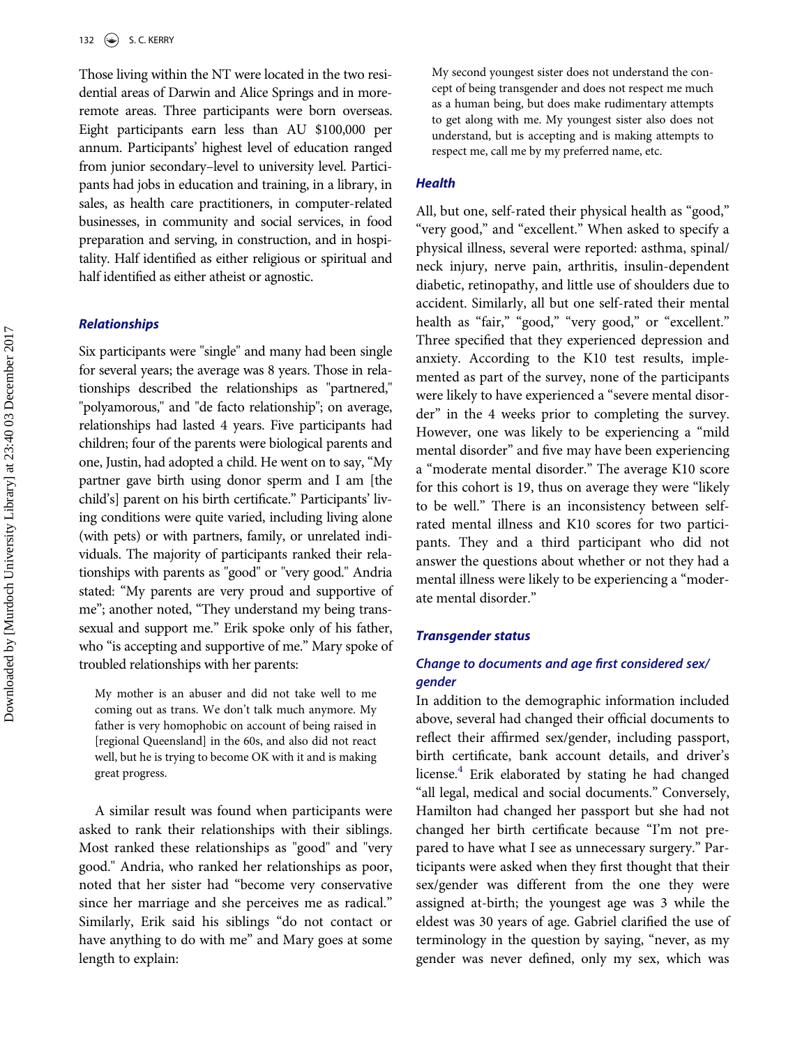Those living within the NT were located in the two residential areas of Darwin and Alice Springs and in more-remote areas. Three participants were born overseas. Eight participants earn less than AU $100,000 per annum. Participants' highest level of education ranged from junior secondary–level to university level. Participants had jobs in education and training, in a library, in sales, as health care practitioners, in computer-related businesses, in community and social services, in food preparation and serving, in construction, and in hospitality. Half identified as either religious or spiritual and half identified as either atheist or agnostic.

### Relationships

Six participants were "single" and many had been single for several years; the average was 8 years. Those in relationships described the relationships as "partnered," "polyamorous," and "de facto relationship"; on average, relationships had lasted 4 years. Five participants had children; four of the parents were biological parents and one, Justin, had adopted a child. He went on to say, "My partner gave birth using donor sperm and I am [the child's] parent on his birth certificate." Participants' living conditions were quite varied, including living alone (with pets) or with partners, family, or unrelated individuals. The majority of participants ranked their relationships with parents as "good" or "very good." Andria stated: "My parents are very proud and supportive of me"; another noted, "They understand my being transsexual and support me." Erik spoke only of his father, who "is accepting and supportive of me." Mary spoke of troubled relationships with her parents:

> My mother is an abuser and did not take well to me coming out as trans. We don't talk much anymore. My father is very homophobic on account of being raised in [regional Queensland] in the 60s, and also did not react well, but he is trying to become OK with it and is making great progress.

A similar result was found when participants were asked to rank their relationships with their siblings. Most ranked these relationships as "good" and "very good." Andria, who ranked her relationships as poor, noted that her sister had "become very conservative since her marriage and she perceives me as radical." Similarly, Erik said his siblings "do not contact or have anything to do with me" and Mary goes at some length to explain:

> My second youngest sister does not understand the concept of being transgender and does not respect me much as a human being, but does make rudimentary attempts to get along with me. My youngest sister also does not understand, but is accepting and is making attempts to respect me, call me by my preferred name, etc.

### Health

All, but one, self-rated their physical health as "good," "very good," and "excellent." When asked to specify a physical illness, several were reported: asthma, spinal/neck injury, nerve pain, arthritis, insulin-dependent diabetic, retinopathy, and little use of shoulders due to accident. Similarly, all but one self-rated their mental health as "fair," "good," "very good," or "excellent." Three specified that they experienced depression and anxiety. According to the K10 test results, implemented as part of the survey, none of the participants were likely to have experienced a "severe mental disorder" in the 4 weeks prior to completing the survey. However, one was likely to be experiencing a "mild mental disorder" and five may have been experiencing a "moderate mental disorder." The average K10 score for this cohort is 19, thus on average they were "likely to be well." There is an inconsistency between self-rated mental illness and K10 scores for two participants. They and a third participant who did not answer the questions about whether or not they had a mental illness were likely to be experiencing a "moderate mental disorder."

### Transgender status

#### Change to documents and age first considered sex/gender

In addition to the demographic information included above, several had changed their official documents to reflect their affirmed sex/gender, including passport, birth certificate, bank account details, and driver's license.[4] Erik elaborated by stating he had changed "all legal, medical and social documents." Conversely, Hamilton had changed her passport but she had not changed her birth certificate because "I'm not prepared to have what I see as unnecessary surgery." Participants were asked when they first thought that their sex/gender was different from the one they were assigned at-birth; the youngest age was 3 while the eldest was 30 years of age. Gabriel clarified the use of terminology in the question by saying, "never, as my gender was never defined, only my sex, which was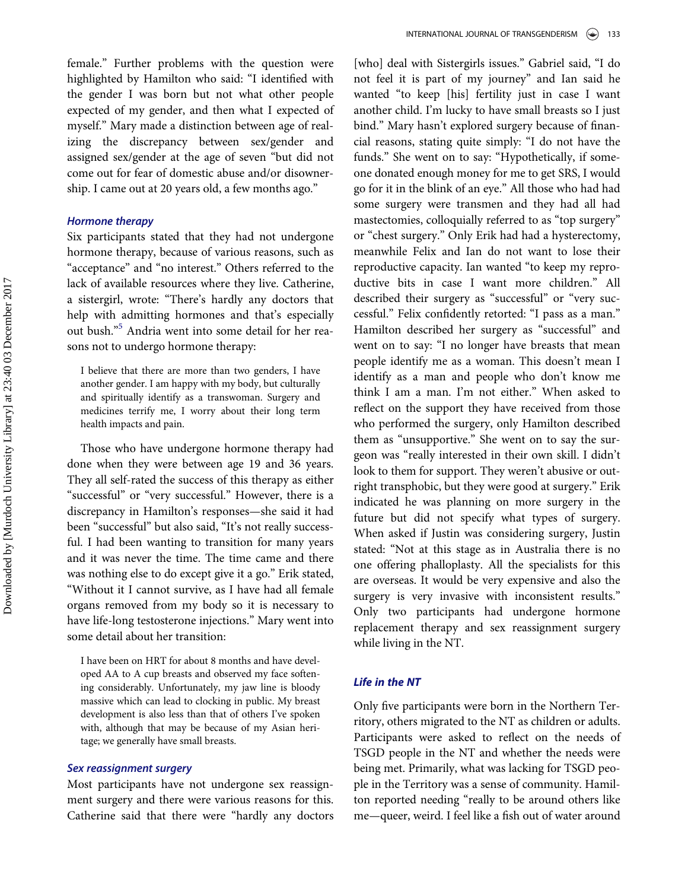female." Further problems with the question were highlighted by Hamilton who said: "I identified with the gender I was born but not what other people expected of my gender, and then what I expected of myself." Mary made a distinction between age of realizing the discrepancy between sex/gender and assigned sex/gender at the age of seven "but did not come out for fear of domestic abuse and/or disownership. I came out at 20 years old, a few months ago."

### *Hormone therapy*

Six participants stated that they had not undergone hormone therapy, because of various reasons, such as "acceptance" and "no interest." Others referred to the lack of available resources where they live. Catherine, a sistergirl, wrote: "There's hardly any doctors that help with admitting hormones and that's especially out bush."[5] Andria went into some detail for her reasons not to undergo hormone therapy:

> I believe that there are more than two genders, I have another gender. I am happy with my body, but culturally and spiritually identify as a transwoman. Surgery and medicines terrify me, I worry about their long term health impacts and pain.

Those who have undergone hormone therapy had done when they were between age 19 and 36 years. They all self-rated the success of this therapy as either "successful" or "very successful." However, there is a discrepancy in Hamilton's responses—she said it had been "successful" but also said, "It's not really successful. I had been wanting to transition for many years and it was never the time. The time came and there was nothing else to do except give it a go." Erik stated, "Without it I cannot survive, as I have had all female organs removed from my body so it is necessary to have life-long testosterone injections." Mary went into some detail about her transition:

> I have been on HRT for about 8 months and have developed AA to A cup breasts and observed my face softening considerably. Unfortunately, my jaw line is bloody massive which can lead to clocking in public. My breast development is also less than that of others I've spoken with, although that may be because of my Asian heritage; we generally have small breasts.

### *Sex reassignment surgery*

Most participants have not undergone sex reassignment surgery and there were various reasons for this. Catherine said that there were "hardly any doctors [who] deal with Sistergirls issues." Gabriel said, "I do not feel it is part of my journey" and Ian said he wanted "to keep [his] fertility just in case I want another child. I'm lucky to have small breasts so I just bind." Mary hasn't explored surgery because of financial reasons, stating quite simply: "I do not have the funds." She went on to say: "Hypothetically, if someone donated enough money for me to get SRS, I would go for it in the blink of an eye." All those who had had some surgery were transmen and they had all had mastectomies, colloquially referred to as "top surgery" or "chest surgery." Only Erik had had a hysterectomy, meanwhile Felix and Ian do not want to lose their reproductive capacity. Ian wanted "to keep my reproductive bits in case I want more children." All described their surgery as "successful" or "very successful." Felix confidently retorted: "I pass as a man." Hamilton described her surgery as "successful" and went on to say: "I no longer have breasts that mean people identify me as a woman. This doesn't mean I identify as a man and people who don't know me think I am a man. I'm not either." When asked to reflect on the support they have received from those who performed the surgery, only Hamilton described them as "unsupportive." She went on to say the surgeon was "really interested in their own skill. I didn't look to them for support. They weren't abusive or outright transphobic, but they were good at surgery." Erik indicated he was planning on more surgery in the future but did not specify what types of surgery. When asked if Justin was considering surgery, Justin stated: "Not at this stage as in Australia there is no one offering phalloplasty. All the specialists for this are overseas. It would be very expensive and also the surgery is very invasive with inconsistent results." Only two participants had undergone hormone replacement therapy and sex reassignment surgery while living in the NT.

### *Life in the NT*

Only five participants were born in the Northern Territory, others migrated to the NT as children or adults. Participants were asked to reflect on the needs of TSGD people in the NT and whether the needs were being met. Primarily, what was lacking for TSGD people in the Territory was a sense of community. Hamilton reported needing "really to be around others like me—queer, weird. I feel like a fish out of water around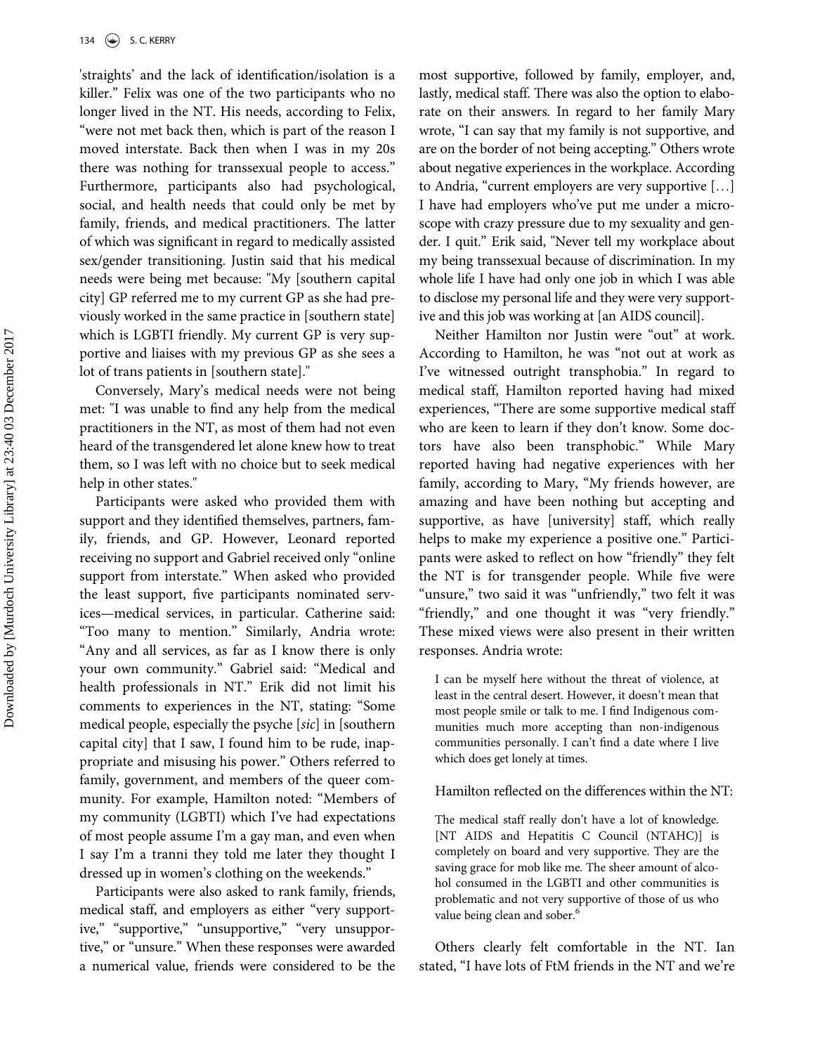'straights' and the lack of identification/isolation is a killer." Felix was one of the two participants who no longer lived in the NT. His needs, according to Felix, "were not met back then, which is part of the reason I moved interstate. Back then when I was in my 20s there was nothing for transsexual people to access." Furthermore, participants also had psychological, social, and health needs that could only be met by family, friends, and medical practitioners. The latter of which was significant in regard to medically assisted sex/gender transitioning. Justin said that his medical needs were being met because: "My [southern capital city] GP referred me to my current GP as she had previously worked in the same practice in [southern state] which is LGBTI friendly. My current GP is very supportive and liaises with my previous GP as she sees a lot of trans patients in [southern state]."

Conversely, Mary's medical needs were not being met: "I was unable to find any help from the medical practitioners in the NT, as most of them had not even heard of the transgendered let alone knew how to treat them, so I was left with no choice but to seek medical help in other states."

Participants were asked who provided them with support and they identified themselves, partners, family, friends, and GP. However, Leonard reported receiving no support and Gabriel received only "online support from interstate." When asked who provided the least support, five participants nominated services—medical services, in particular. Catherine said: "Too many to mention." Similarly, Andria wrote: "Any and all services, as far as I know there is only your own community." Gabriel said: "Medical and health professionals in NT." Erik did not limit his comments to experiences in the NT, stating: "Some medical people, especially the psyche [*sic*] in [southern capital city] that I saw, I found him to be rude, inappropriate and misusing his power." Others referred to family, government, and members of the queer community. For example, Hamilton noted: "Members of my community (LGBTI) which I've had expectations of most people assume I'm a gay man, and even when I say I'm a tranni they told me later they thought I dressed up in women's clothing on the weekends."

Participants were also asked to rank family, friends, medical staff, and employers as either "very supportive," "supportive," "unsupportive," "very unsupportive," or "unsure." When these responses were awarded a numerical value, friends were considered to be the most supportive, followed by family, employer, and, lastly, medical staff. There was also the option to elaborate on their answers. In regard to her family Mary wrote, "I can say that my family is not supportive, and are on the border of not being accepting." Others wrote about negative experiences in the workplace. According to Andria, "current employers are very supportive […] I have had employers who've put me under a microscope with crazy pressure due to my sexuality and gender. I quit." Erik said, "Never tell my workplace about my being transsexual because of discrimination. In my whole life I have had only one job in which I was able to disclose my personal life and they were very supportive and this job was working at [an AIDS council].

Neither Hamilton nor Justin were "out" at work. According to Hamilton, he was "not out at work as I've witnessed outright transphobia." In regard to medical staff, Hamilton reported having had mixed experiences, "There are some supportive medical staff who are keen to learn if they don't know. Some doctors have also been transphobic." While Mary reported having had negative experiences with her family, according to Mary, "My friends however, are amazing and have been nothing but accepting and supportive, as have [university] staff, which really helps to make my experience a positive one." Participants were asked to reflect on how "friendly" they felt the NT is for transgender people. While five were "unsure," two said it was "unfriendly," two felt it was "friendly," and one thought it was "very friendly." These mixed views were also present in their written responses. Andria wrote:

> I can be myself here without the threat of violence, at least in the central desert. However, it doesn't mean that most people smile or talk to me. I find Indigenous communities much more accepting than non-indigenous communities personally. I can't find a date where I live which does get lonely at times.

Hamilton reflected on the differences within the NT:

> The medical staff really don't have a lot of knowledge. [NT AIDS and Hepatitis C Council (NTAHC)] is completely on board and very supportive. They are the saving grace for mob like me. The sheer amount of alcohol consumed in the LGBTI and other communities is problematic and not very supportive of those of us who value being clean and sober.[6]

Others clearly felt comfortable in the NT. Ian stated, "I have lots of FtM friends in the NT and we're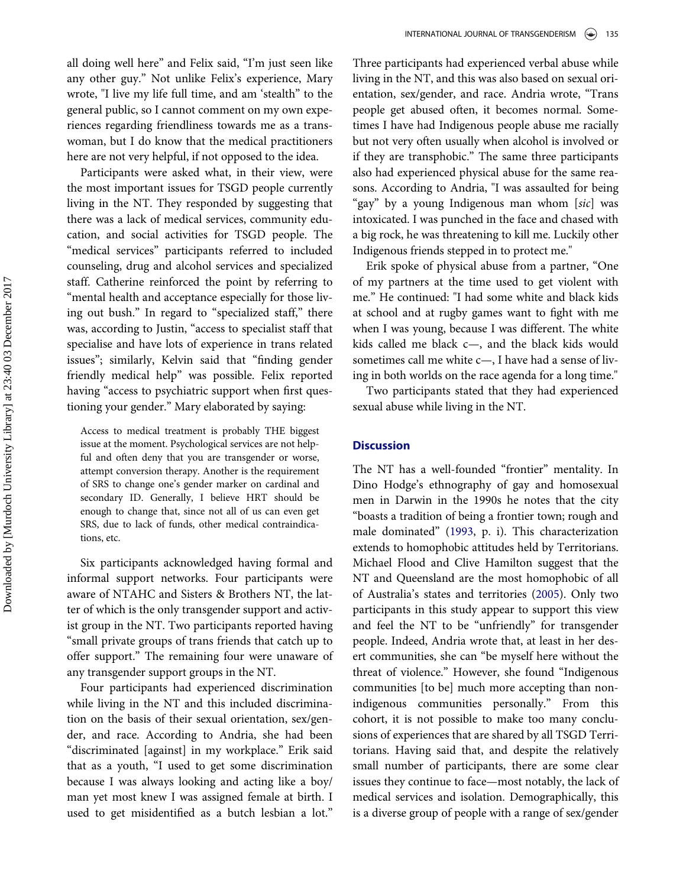all doing well here" and Felix said, "I'm just seen like any other guy." Not unlike Felix's experience, Mary wrote, "I live my life full time, and am 'stealth" to the general public, so I cannot comment on my own experiences regarding friendliness towards me as a transwoman, but I do know that the medical practitioners here are not very helpful, if not opposed to the idea.

Participants were asked what, in their view, were the most important issues for TSGD people currently living in the NT. They responded by suggesting that there was a lack of medical services, community education, and social activities for TSGD people. The "medical services" participants referred to included counseling, drug and alcohol services and specialized staff. Catherine reinforced the point by referring to "mental health and acceptance especially for those living out bush." In regard to "specialized staff," there was, according to Justin, "access to specialist staff that specialise and have lots of experience in trans related issues"; similarly, Kelvin said that "finding gender friendly medical help" was possible. Felix reported having "access to psychiatric support when first questioning your gender." Mary elaborated by saying:

> Access to medical treatment is probably THE biggest issue at the moment. Psychological services are not helpful and often deny that you are transgender or worse, attempt conversion therapy. Another is the requirement of SRS to change one's gender marker on cardinal and secondary ID. Generally, I believe HRT should be enough to change that, since not all of us can even get SRS, due to lack of funds, other medical contraindications, etc.

Six participants acknowledged having formal and informal support networks. Four participants were aware of NTAHC and Sisters & Brothers NT, the latter of which is the only transgender support and activist group in the NT. Two participants reported having "small private groups of trans friends that catch up to offer support." The remaining four were unaware of any transgender support groups in the NT.

Four participants had experienced discrimination while living in the NT and this included discrimination on the basis of their sexual orientation, sex/gender, and race. According to Andria, she had been "discriminated [against] in my workplace." Erik said that as a youth, "I used to get some discrimination because I was always looking and acting like a boy/man yet most knew I was assigned female at birth. I used to get misidentified as a butch lesbian a lot." Three participants had experienced verbal abuse while living in the NT, and this was also based on sexual orientation, sex/gender, and race. Andria wrote, "Trans people get abused often, it becomes normal. Sometimes I have had Indigenous people abuse me racially but not very often usually when alcohol is involved or if they are transphobic." The same three participants also had experienced physical abuse for the same reasons. According to Andria, "I was assaulted for being "gay" by a young Indigenous man whom [*sic*] was intoxicated. I was punched in the face and chased with a big rock, he was threatening to kill me. Luckily other Indigenous friends stepped in to protect me."

Erik spoke of physical abuse from a partner, "One of my partners at the time used to get violent with me." He continued: "I had some white and black kids at school and at rugby games want to fight with me when I was young, because I was different. The white kids called me black c—, and the black kids would sometimes call me white c—, I have had a sense of living in both worlds on the race agenda for a long time."

Two participants stated that they had experienced sexual abuse while living in the NT.

## Discussion

The NT has a well-founded "frontier" mentality. In Dino Hodge's ethnography of gay and homosexual men in Darwin in the 1990s he notes that the city "boasts a tradition of being a frontier town; rough and male dominated" (1993, p. i). This characterization extends to homophobic attitudes held by Territorians. Michael Flood and Clive Hamilton suggest that the NT and Queensland are the most homophobic of all of Australia's states and territories (2005). Only two participants in this study appear to support this view and feel the NT to be "unfriendly" for transgender people. Indeed, Andria wrote that, at least in her desert communities, she can "be myself here without the threat of violence." However, she found "Indigenous communities [to be] much more accepting than non-indigenous communities personally." From this cohort, it is not possible to make too many conclusions of experiences that are shared by all TSGD Territorians. Having said that, and despite the relatively small number of participants, there are some clear issues they continue to face—most notably, the lack of medical services and isolation. Demographically, this is a diverse group of people with a range of sex/gender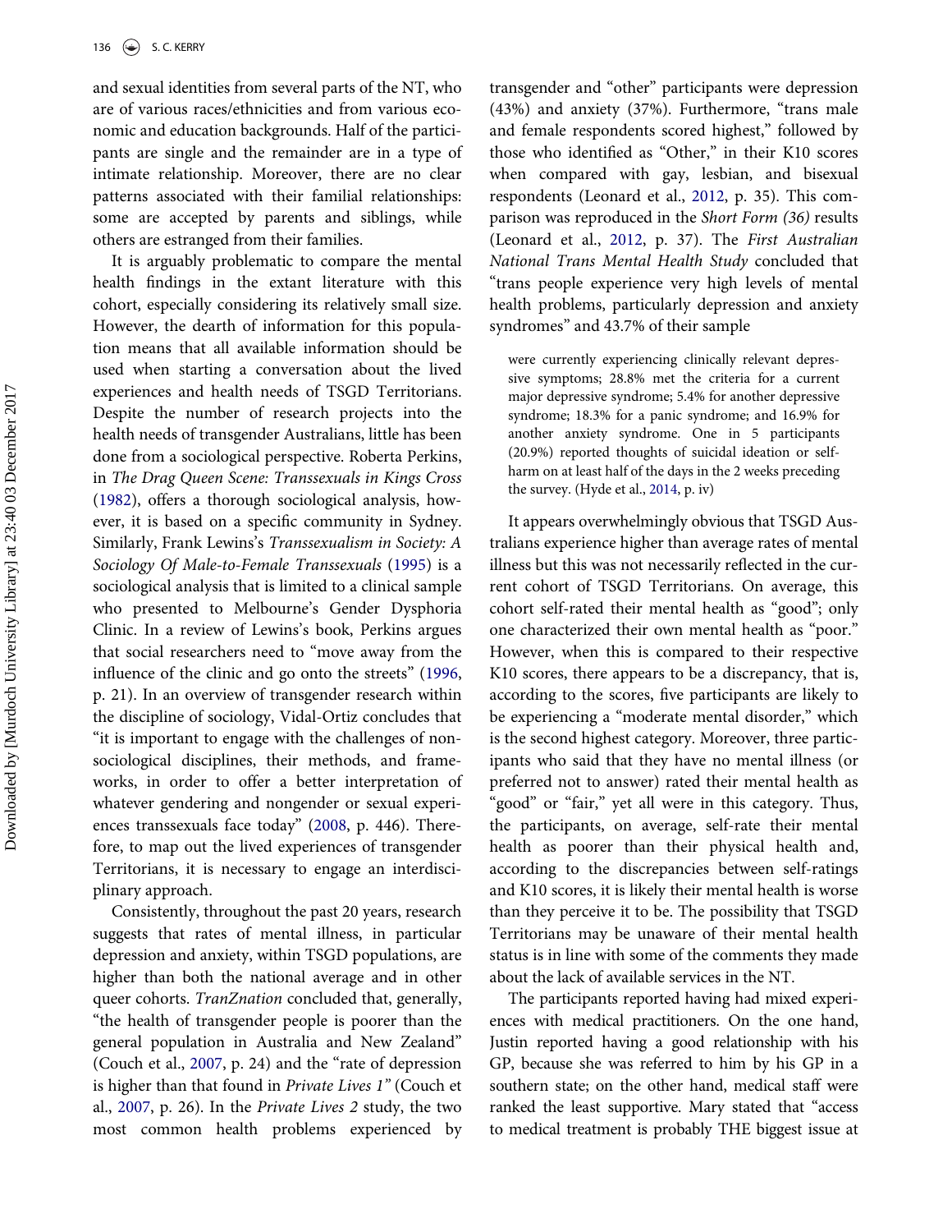and sexual identities from several parts of the NT, who are of various races/ethnicities and from various economic and education backgrounds. Half of the participants are single and the remainder are in a type of intimate relationship. Moreover, there are no clear patterns associated with their familial relationships: some are accepted by parents and siblings, while others are estranged from their families.

It is arguably problematic to compare the mental health findings in the extant literature with this cohort, especially considering its relatively small size. However, the dearth of information for this population means that all available information should be used when starting a conversation about the lived experiences and health needs of TSGD Territorians. Despite the number of research projects into the health needs of transgender Australians, little has been done from a sociological perspective. Roberta Perkins, in *The Drag Queen Scene: Transsexuals in Kings Cross* (1982), offers a thorough sociological analysis, however, it is based on a specific community in Sydney. Similarly, Frank Lewins's *Transsexualism in Society: A Sociology Of Male-to-Female Transsexuals* (1995) is a sociological analysis that is limited to a clinical sample who presented to Melbourne's Gender Dysphoria Clinic. In a review of Lewins's book, Perkins argues that social researchers need to "move away from the influence of the clinic and go onto the streets" (1996, p. 21). In an overview of transgender research within the discipline of sociology, Vidal-Ortiz concludes that "it is important to engage with the challenges of nonsociological disciplines, their methods, and frameworks, in order to offer a better interpretation of whatever gendering and nongender or sexual experiences transsexuals face today" (2008, p. 446). Therefore, to map out the lived experiences of transgender Territorians, it is necessary to engage an interdisciplinary approach.

Consistently, throughout the past 20 years, research suggests that rates of mental illness, in particular depression and anxiety, within TSGD populations, are higher than both the national average and in other queer cohorts. *TranZnation* concluded that, generally, "the health of transgender people is poorer than the general population in Australia and New Zealand" (Couch et al., 2007, p. 24) and the "rate of depression is higher than that found in *Private Lives 1*" (Couch et al., 2007, p. 26). In the *Private Lives 2* study, the two most common health problems experienced by transgender and "other" participants were depression (43%) and anxiety (37%). Furthermore, "trans male and female respondents scored highest," followed by those who identified as "Other," in their K10 scores when compared with gay, lesbian, and bisexual respondents (Leonard et al., 2012, p. 35). This comparison was reproduced in the *Short Form (36)* results (Leonard et al., 2012, p. 37). The *First Australian National Trans Mental Health Study* concluded that "trans people experience very high levels of mental health problems, particularly depression and anxiety syndromes" and 43.7% of their sample

> were currently experiencing clinically relevant depressive symptoms; 28.8% met the criteria for a current major depressive syndrome; 5.4% for another depressive syndrome; 18.3% for a panic syndrome; and 16.9% for another anxiety syndrome. One in 5 participants (20.9%) reported thoughts of suicidal ideation or self-harm on at least half of the days in the 2 weeks preceding the survey. (Hyde et al., 2014, p. iv)

It appears overwhelmingly obvious that TSGD Australians experience higher than average rates of mental illness but this was not necessarily reflected in the current cohort of TSGD Territorians. On average, this cohort self-rated their mental health as "good"; only one characterized their own mental health as "poor." However, when this is compared to their respective K10 scores, there appears to be a discrepancy, that is, according to the scores, five participants are likely to be experiencing a "moderate mental disorder," which is the second highest category. Moreover, three participants who said that they have no mental illness (or preferred not to answer) rated their mental health as "good" or "fair," yet all were in this category. Thus, the participants, on average, self-rate their mental health as poorer than their physical health and, according to the discrepancies between self-ratings and K10 scores, it is likely their mental health is worse than they perceive it to be. The possibility that TSGD Territorians may be unaware of their mental health status is in line with some of the comments they made about the lack of available services in the NT.

The participants reported having had mixed experiences with medical practitioners. On the one hand, Justin reported having a good relationship with his GP, because she was referred to him by his GP in a southern state; on the other hand, medical staff were ranked the least supportive. Mary stated that "access to medical treatment is probably THE biggest issue at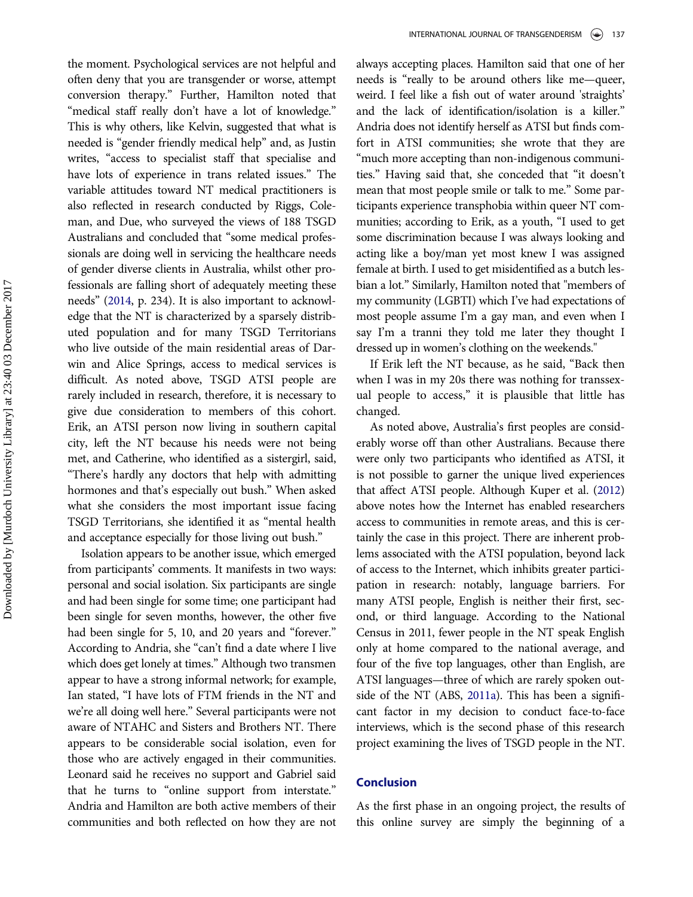the moment. Psychological services are not helpful and often deny that you are transgender or worse, attempt conversion therapy." Further, Hamilton noted that "medical staff really don't have a lot of knowledge." This is why others, like Kelvin, suggested that what is needed is "gender friendly medical help" and, as Justin writes, "access to specialist staff that specialise and have lots of experience in trans related issues." The variable attitudes toward NT medical practitioners is also reflected in research conducted by Riggs, Coleman, and Due, who surveyed the views of 188 TSGD Australians and concluded that "some medical professionals are doing well in servicing the healthcare needs of gender diverse clients in Australia, whilst other professionals are falling short of adequately meeting these needs" (2014, p. 234). It is also important to acknowledge that the NT is characterized by a sparsely distributed population and for many TSGD Territorians who live outside of the main residential areas of Darwin and Alice Springs, access to medical services is difficult. As noted above, TSGD ATSI people are rarely included in research, therefore, it is necessary to give due consideration to members of this cohort. Erik, an ATSI person now living in southern capital city, left the NT because his needs were not being met, and Catherine, who identified as a sistergirl, said, "There's hardly any doctors that help with admitting hormones and that's especially out bush." When asked what she considers the most important issue facing TSGD Territorians, she identified it as "mental health and acceptance especially for those living out bush."

Isolation appears to be another issue, which emerged from participants' comments. It manifests in two ways: personal and social isolation. Six participants are single and had been single for some time; one participant had been single for seven months, however, the other five had been single for 5, 10, and 20 years and "forever." According to Andria, she "can't find a date where I live which does get lonely at times." Although two transmen appear to have a strong informal network; for example, Ian stated, "I have lots of FTM friends in the NT and we're all doing well here." Several participants were not aware of NTAHC and Sisters and Brothers NT. There appears to be considerable social isolation, even for those who are actively engaged in their communities. Leonard said he receives no support and Gabriel said that he turns to "online support from interstate." Andria and Hamilton are both active members of their communities and both reflected on how they are not always accepting places. Hamilton said that one of her needs is "really to be around others like me—queer, weird. I feel like a fish out of water around 'straights' and the lack of identification/isolation is a killer." Andria does not identify herself as ATSI but finds comfort in ATSI communities; she wrote that they are "much more accepting than non-indigenous communities." Having said that, she conceded that "it doesn't mean that most people smile or talk to me." Some participants experience transphobia within queer NT communities; according to Erik, as a youth, "I used to get some discrimination because I was always looking and acting like a boy/man yet most knew I was assigned female at birth. I used to get misidentified as a butch lesbian a lot." Similarly, Hamilton noted that "members of my community (LGBTI) which I've had expectations of most people assume I'm a gay man, and even when I say I'm a tranni they told me later they thought I dressed up in women's clothing on the weekends."

If Erik left the NT because, as he said, "Back then when I was in my 20s there was nothing for transsexual people to access," it is plausible that little has changed.

As noted above, Australia's first peoples are considerably worse off than other Australians. Because there were only two participants who identified as ATSI, it is not possible to garner the unique lived experiences that affect ATSI people. Although Kuper et al. (2012) above notes how the Internet has enabled researchers access to communities in remote areas, and this is certainly the case in this project. There are inherent problems associated with the ATSI population, beyond lack of access to the Internet, which inhibits greater participation in research: notably, language barriers. For many ATSI people, English is neither their first, second, or third language. According to the National Census in 2011, fewer people in the NT speak English only at home compared to the national average, and four of the five top languages, other than English, are ATSI languages—three of which are rarely spoken outside of the NT (ABS, 2011a). This has been a significant factor in my decision to conduct face-to-face interviews, which is the second phase of this research project examining the lives of TSGD people in the NT.

## Conclusion

As the first phase in an ongoing project, the results of this online survey are simply the beginning of a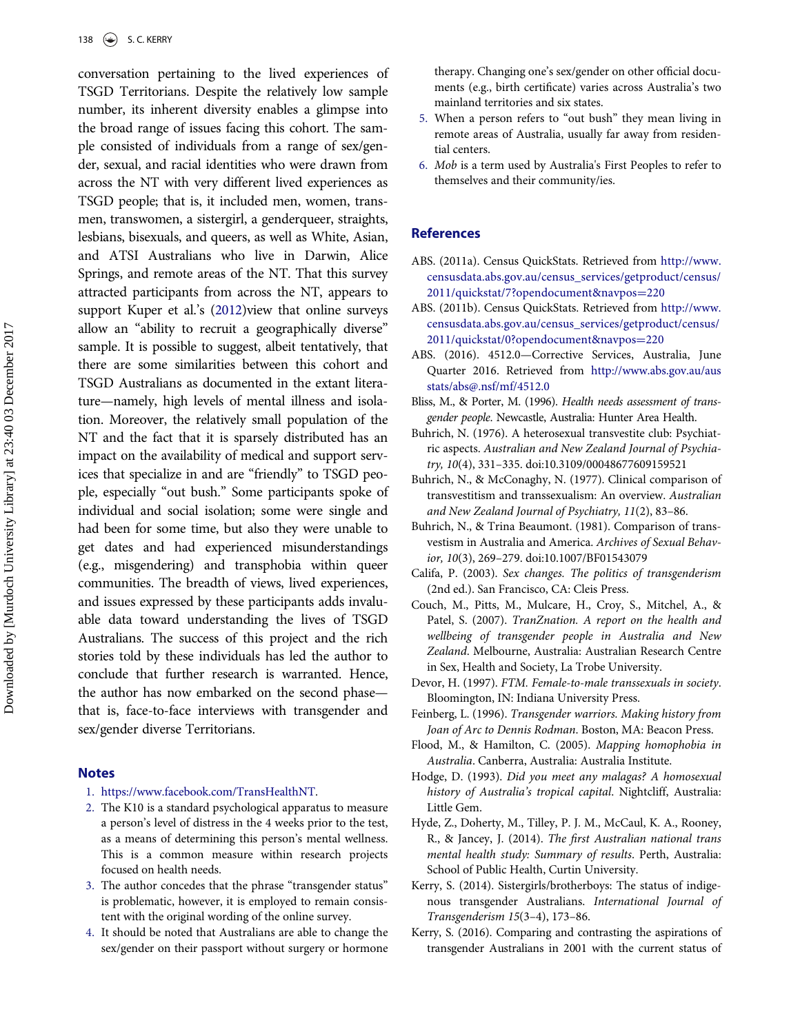conversation pertaining to the lived experiences of TSGD Territorians. Despite the relatively low sample number, its inherent diversity enables a glimpse into the broad range of issues facing this cohort. The sample consisted of individuals from a range of sex/gender, sexual, and racial identities who were drawn from across the NT with very different lived experiences as TSGD people; that is, it included men, women, transmen, transwomen, a sistergirl, a genderqueer, straights, lesbians, bisexuals, and queers, as well as White, Asian, and ATSI Australians who live in Darwin, Alice Springs, and remote areas of the NT. That this survey attracted participants from across the NT, appears to support Kuper et al.'s (2012)view that online surveys allow an "ability to recruit a geographically diverse" sample. It is possible to suggest, albeit tentatively, that there are some similarities between this cohort and TSGD Australians as documented in the extant literature—namely, high levels of mental illness and isolation. Moreover, the relatively small population of the NT and the fact that it is sparsely distributed has an impact on the availability of medical and support services that specialize in and are "friendly" to TSGD people, especially "out bush." Some participants spoke of individual and social isolation; some were single and had been for some time, but also they were unable to get dates and had experienced misunderstandings (e.g., misgendering) and transphobia within queer communities. The breadth of views, lived experiences, and issues expressed by these participants adds invaluable data toward understanding the lives of TSGD Australians. The success of this project and the rich stories told by these individuals has led the author to conclude that further research is warranted. Hence, the author has now embarked on the second phase—that is, face-to-face interviews with transgender and sex/gender diverse Territorians.

## Notes

1. https://www.facebook.com/TransHealthNT.
2. The K10 is a standard psychological apparatus to measure a person's level of distress in the 4 weeks prior to the test, as a means of determining this person's mental wellness. This is a common measure within research projects focused on health needs.
3. The author concedes that the phrase "transgender status" is problematic, however, it is employed to remain consistent with the original wording of the online survey.
4. It should be noted that Australians are able to change the sex/gender on their passport without surgery or hormone therapy. Changing one's sex/gender on other official documents (e.g., birth certificate) varies across Australia's two mainland territories and six states.
5. When a person refers to "out bush" they mean living in remote areas of Australia, usually far away from residential centers.
6. *Mob* is a term used by Australia's First Peoples to refer to themselves and their community/ies.

## References

ABS. (2011a). Census QuickStats. Retrieved from http://www.censusdata.abs.gov.au/census_services/getproduct/census/2011/quickstat/7?opendocument&navpos=220

ABS. (2011b). Census QuickStats. Retrieved from http://www.censusdata.abs.gov.au/census_services/getproduct/census/2011/quickstat/0?opendocument&navpos=220

ABS. (2016). 4512.0—Corrective Services, Australia, June Quarter 2016. Retrieved from http://www.abs.gov.au/ausstats/abs@.nsf/mf/4512.0

Bliss, M., & Porter, M. (1996). *Health needs assessment of transgender people*. Newcastle, Australia: Hunter Area Health.

Buhrich, N. (1976). A heterosexual transvestite club: Psychiatric aspects. *Australian and New Zealand Journal of Psychiatry, 10*(4), 331–335. doi:10.3109/00048677609159521

Buhrich, N., & McConaghy, N. (1977). Clinical comparison of transvestitism and transsexualism: An overview. *Australian and New Zealand Journal of Psychiatry, 11*(2), 83–86.

Buhrich, N., & Trina Beaumont. (1981). Comparison of transvestism in Australia and America. *Archives of Sexual Behavior, 10*(3), 269–279. doi:10.1007/BF01543079

Califa, P. (2003). *Sex changes. The politics of transgenderism* (2nd ed.). San Francisco, CA: Cleis Press.

Couch, M., Pitts, M., Mulcare, H., Croy, S., Mitchel, A., & Patel, S. (2007). *TranZnation. A report on the health and wellbeing of transgender people in Australia and New Zealand*. Melbourne, Australia: Australian Research Centre in Sex, Health and Society, La Trobe University.

Devor, H. (1997). *FTM. Female-to-male transsexuals in society*. Bloomington, IN: Indiana University Press.

Feinberg, L. (1996). *Transgender warriors. Making history from Joan of Arc to Dennis Rodman*. Boston, MA: Beacon Press.

Flood, M., & Hamilton, C. (2005). *Mapping homophobia in Australia*. Canberra, Australia: Australia Institute.

Hodge, D. (1993). *Did you meet any malagas? A homosexual history of Australia's tropical capital*. Nightcliff, Australia: Little Gem.

Hyde, Z., Doherty, M., Tilley, P. J. M., McCaul, K. A., Rooney, R., & Jancey, J. (2014). *The first Australian national trans mental health study: Summary of results*. Perth, Australia: School of Public Health, Curtin University.

Kerry, S. (2014). Sistergirls/brotherboys: The status of indigenous transgender Australians. *International Journal of Transgenderism 15*(3–4), 173–86.

Kerry, S. (2016). Comparing and contrasting the aspirations of transgender Australians in 2001 with the current status of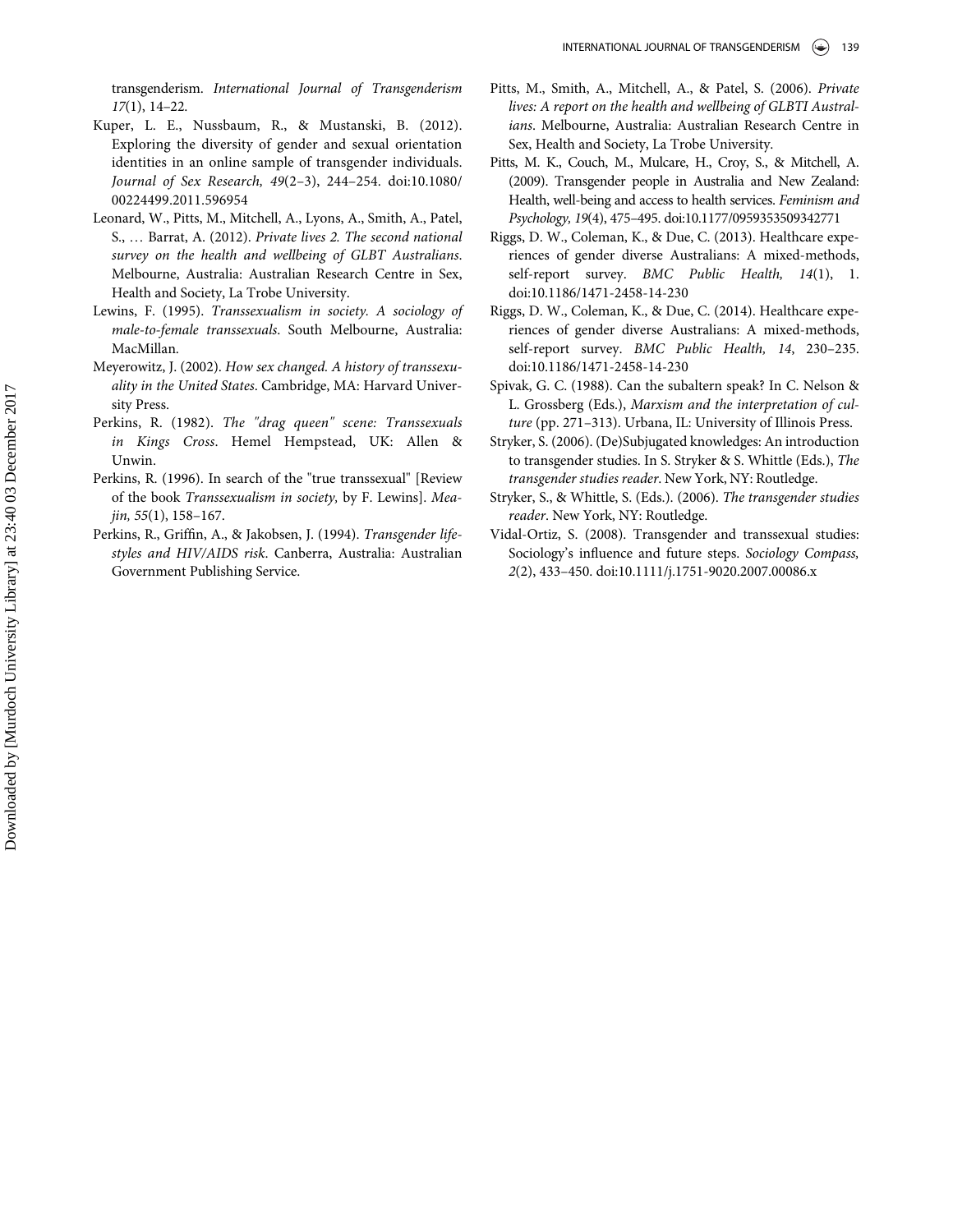transgenderism. *International Journal of Transgenderism 17*(1), 14–22.

Kuper, L. E., Nussbaum, R., & Mustanski, B. (2012). Exploring the diversity of gender and sexual orientation identities in an online sample of transgender individuals. *Journal of Sex Research, 49*(2–3), 244–254. doi:10.1080/00224499.2011.596954

Leonard, W., Pitts, M., Mitchell, A., Lyons, A., Smith, A., Patel, S., … Barrat, A. (2012). *Private lives 2. The second national survey on the health and wellbeing of GLBT Australians*. Melbourne, Australia: Australian Research Centre in Sex, Health and Society, La Trobe University.

Lewins, F. (1995). *Transsexualism in society. A sociology of male-to-female transsexuals*. South Melbourne, Australia: MacMillan.

Meyerowitz, J. (2002). *How sex changed. A history of transsexuality in the United States*. Cambridge, MA: Harvard University Press.

Perkins, R. (1982). *The "drag queen" scene: Transsexuals in Kings Cross*. Hemel Hempstead, UK: Allen & Unwin.

Perkins, R. (1996). In search of the "true transsexual" [Review of the book *Transsexualism in society*, by F. Lewins]. *Meajin, 55*(1), 158–167.

Perkins, R., Griffin, A., & Jakobsen, J. (1994). *Transgender lifestyles and HIV/AIDS risk*. Canberra, Australia: Australian Government Publishing Service.

Pitts, M., Smith, A., Mitchell, A., & Patel, S. (2006). *Private lives: A report on the health and wellbeing of GLBTI Australians*. Melbourne, Australia: Australian Research Centre in Sex, Health and Society, La Trobe University.

Pitts, M. K., Couch, M., Mulcare, H., Croy, S., & Mitchell, A. (2009). Transgender people in Australia and New Zealand: Health, well-being and access to health services. *Feminism and Psychology, 19*(4), 475–495. doi:10.1177/0959353509342771

Riggs, D. W., Coleman, K., & Due, C. (2013). Healthcare experiences of gender diverse Australians: A mixed-methods, self-report survey. *BMC Public Health, 14*(1), 1. doi:10.1186/1471-2458-14-230

Riggs, D. W., Coleman, K., & Due, C. (2014). Healthcare experiences of gender diverse Australians: A mixed-methods, self-report survey. *BMC Public Health, 14*, 230–235. doi:10.1186/1471-2458-14-230

Spivak, G. C. (1988). Can the subaltern speak? In C. Nelson & L. Grossberg (Eds.), *Marxism and the interpretation of culture* (pp. 271–313). Urbana, IL: University of Illinois Press.

Stryker, S. (2006). (De)Subjugated knowledges: An introduction to transgender studies. In S. Stryker & S. Whittle (Eds.), *The transgender studies reader*. New York, NY: Routledge.

Stryker, S., & Whittle, S. (Eds.). (2006). *The transgender studies reader*. New York, NY: Routledge.

Vidal-Ortiz, S. (2008). Transgender and transsexual studies: Sociology's influence and future steps. *Sociology Compass, 2*(2), 433–450. doi:10.1111/j.1751-9020.2007.00086.x